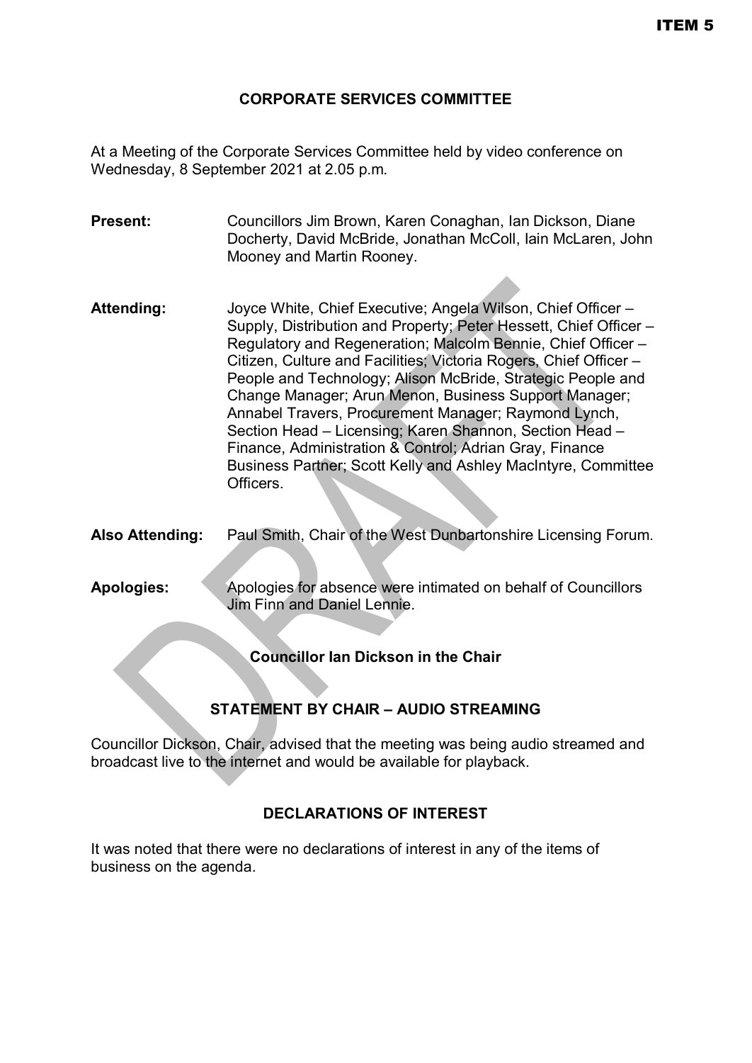ITEM 5

# CORPORATE SERVICES COMMITTEE

At a Meeting of the Corporate Services Committee held by video conference on Wednesday, 8 September 2021 at 2.05 p.m.

**Present:** Councillors Jim Brown, Karen Conaghan, Ian Dickson, Diane Docherty, David McBride, Jonathan McColl, Iain McLaren, John Mooney and Martin Rooney.

**Attending:** Joyce White, Chief Executive; Angela Wilson, Chief Officer – Supply, Distribution and Property; Peter Hessett, Chief Officer – Regulatory and Regeneration; Malcolm Bennie, Chief Officer – Citizen, Culture and Facilities; Victoria Rogers, Chief Officer – People and Technology; Alison McBride, Strategic People and Change Manager; Arun Menon, Business Support Manager; Annabel Travers, Procurement Manager; Raymond Lynch, Section Head – Licensing; Karen Shannon, Section Head – Finance, Administration & Control; Adrian Gray, Finance Business Partner; Scott Kelly and Ashley MacIntyre, Committee Officers.

**Also Attending:** Paul Smith, Chair of the West Dunbartonshire Licensing Forum.

**Apologies:** Apologies for absence were intimated on behalf of Councillors Jim Finn and Daniel Lennie.

**Councillor Ian Dickson in the Chair**

## STATEMENT BY CHAIR – AUDIO STREAMING

Councillor Dickson, Chair, advised that the meeting was being audio streamed and broadcast live to the internet and would be available for playback.

## DECLARATIONS OF INTEREST

It was noted that there were no declarations of interest in any of the items of business on the agenda.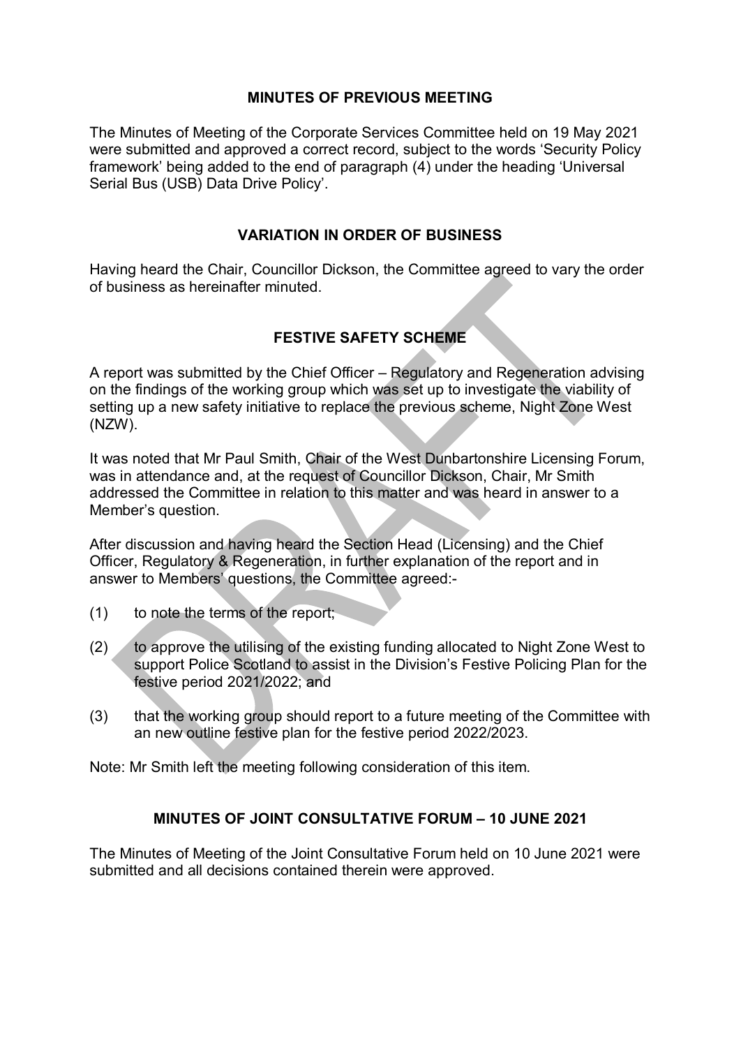## MINUTES OF PREVIOUS MEETING

The Minutes of Meeting of the Corporate Services Committee held on 19 May 2021 were submitted and approved a correct record, subject to the words 'Security Policy framework' being added to the end of paragraph (4) under the heading 'Universal Serial Bus (USB) Data Drive Policy'.

## VARIATION IN ORDER OF BUSINESS

Having heard the Chair, Councillor Dickson, the Committee agreed to vary the order of business as hereinafter minuted.

## FESTIVE SAFETY SCHEME

A report was submitted by the Chief Officer – Regulatory and Regeneration advising on the findings of the working group which was set up to investigate the viability of setting up a new safety initiative to replace the previous scheme, Night Zone West (NZW).

It was noted that Mr Paul Smith, Chair of the West Dunbartonshire Licensing Forum, was in attendance and, at the request of Councillor Dickson, Chair, Mr Smith addressed the Committee in relation to this matter and was heard in answer to a Member's question.

After discussion and having heard the Section Head (Licensing) and the Chief Officer, Regulatory & Regeneration, in further explanation of the report and in answer to Members' questions, the Committee agreed:-

(1) to note the terms of the report;

(2) to approve the utilising of the existing funding allocated to Night Zone West to support Police Scotland to assist in the Division's Festive Policing Plan for the festive period 2021/2022; and

(3) that the working group should report to a future meeting of the Committee with an new outline festive plan for the festive period 2022/2023.

Note: Mr Smith left the meeting following consideration of this item.

## MINUTES OF JOINT CONSULTATIVE FORUM – 10 JUNE 2021

The Minutes of Meeting of the Joint Consultative Forum held on 10 June 2021 were submitted and all decisions contained therein were approved.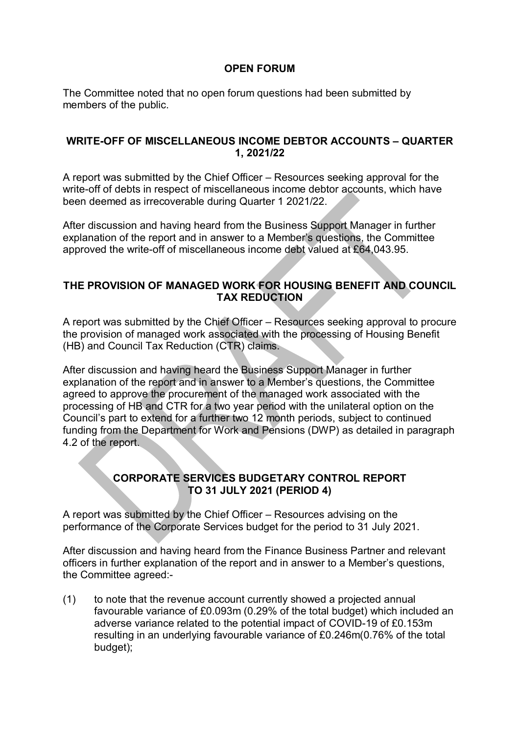## OPEN FORUM

The Committee noted that no open forum questions had been submitted by members of the public.

## WRITE-OFF OF MISCELLANEOUS INCOME DEBTOR ACCOUNTS – QUARTER 1, 2021/22

A report was submitted by the Chief Officer – Resources seeking approval for the write-off of debts in respect of miscellaneous income debtor accounts, which have been deemed as irrecoverable during Quarter 1 2021/22.

After discussion and having heard from the Business Support Manager in further explanation of the report and in answer to a Member's questions, the Committee approved the write-off of miscellaneous income debt valued at £64,043.95.

## THE PROVISION OF MANAGED WORK FOR HOUSING BENEFIT AND COUNCIL TAX REDUCTION

A report was submitted by the Chief Officer – Resources seeking approval to procure the provision of managed work associated with the processing of Housing Benefit (HB) and Council Tax Reduction (CTR) claims.

After discussion and having heard the Business Support Manager in further explanation of the report and in answer to a Member's questions, the Committee agreed to approve the procurement of the managed work associated with the processing of HB and CTR for a two year period with the unilateral option on the Council's part to extend for a further two 12 month periods, subject to continued funding from the Department for Work and Pensions (DWP) as detailed in paragraph 4.2 of the report.

## CORPORATE SERVICES BUDGETARY CONTROL REPORT TO 31 JULY 2021 (PERIOD 4)

A report was submitted by the Chief Officer – Resources advising on the performance of the Corporate Services budget for the period to 31 July 2021.

After discussion and having heard from the Finance Business Partner and relevant officers in further explanation of the report and in answer to a Member's questions, the Committee agreed:-

(1) to note that the revenue account currently showed a projected annual favourable variance of £0.093m (0.29% of the total budget) which included an adverse variance related to the potential impact of COVID-19 of £0.153m resulting in an underlying favourable variance of £0.246m(0.76% of the total budget);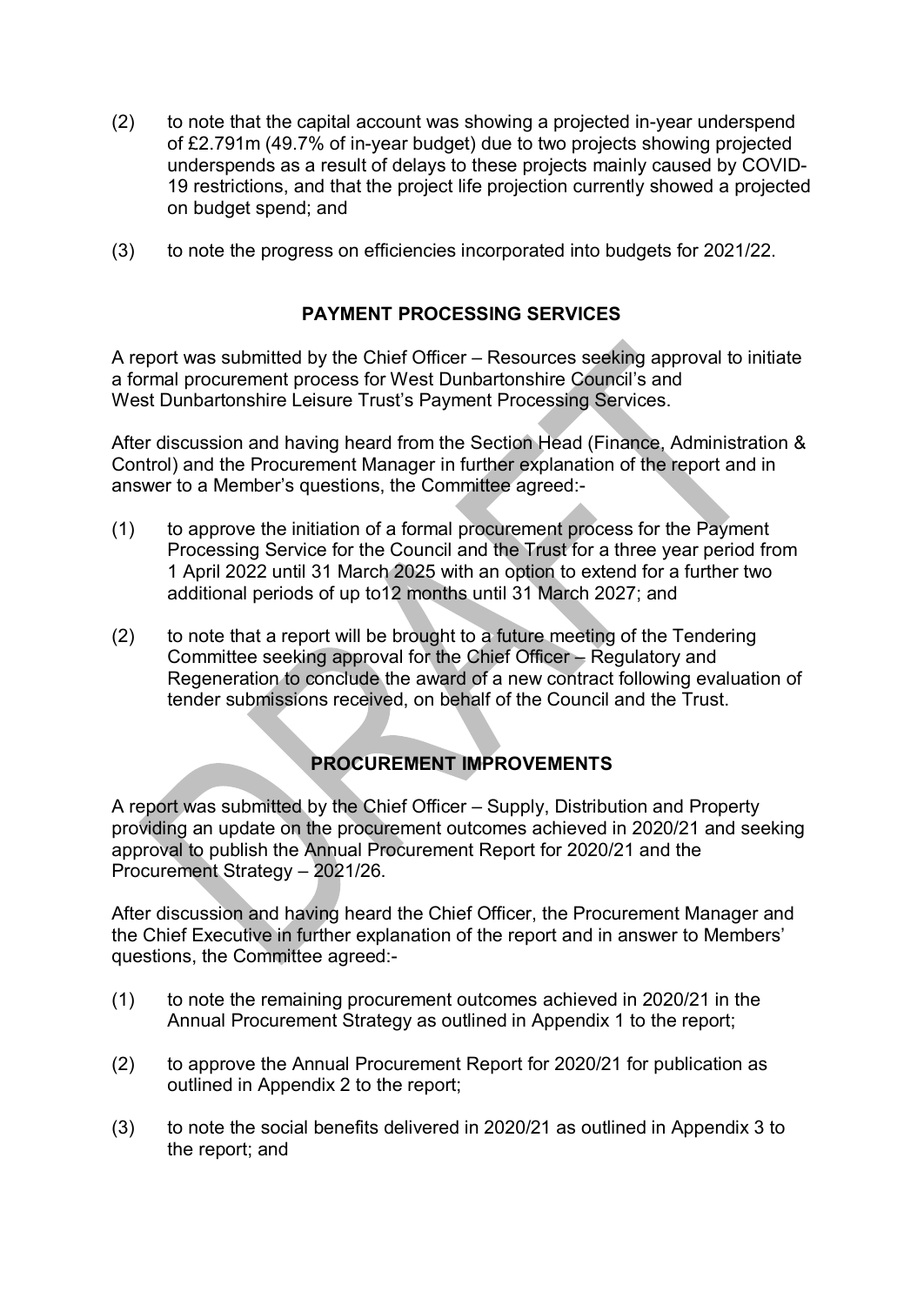(2) to note that the capital account was showing a projected in-year underspend of £2.791m (49.7% of in-year budget) due to two projects showing projected underspends as a result of delays to these projects mainly caused by COVID-19 restrictions, and that the project life projection currently showed a projected on budget spend; and

(3) to note the progress on efficiencies incorporated into budgets for 2021/22.

## PAYMENT PROCESSING SERVICES

A report was submitted by the Chief Officer – Resources seeking approval to initiate a formal procurement process for West Dunbartonshire Council's and West Dunbartonshire Leisure Trust's Payment Processing Services.

After discussion and having heard from the Section Head (Finance, Administration & Control) and the Procurement Manager in further explanation of the report and in answer to a Member's questions, the Committee agreed:-

(1) to approve the initiation of a formal procurement process for the Payment Processing Service for the Council and the Trust for a three year period from 1 April 2022 until 31 March 2025 with an option to extend for a further two additional periods of up to12 months until 31 March 2027; and

(2) to note that a report will be brought to a future meeting of the Tendering Committee seeking approval for the Chief Officer – Regulatory and Regeneration to conclude the award of a new contract following evaluation of tender submissions received, on behalf of the Council and the Trust.

## PROCUREMENT IMPROVEMENTS

A report was submitted by the Chief Officer – Supply, Distribution and Property providing an update on the procurement outcomes achieved in 2020/21 and seeking approval to publish the Annual Procurement Report for 2020/21 and the Procurement Strategy – 2021/26.

After discussion and having heard the Chief Officer, the Procurement Manager and the Chief Executive in further explanation of the report and in answer to Members' questions, the Committee agreed:-

(1) to note the remaining procurement outcomes achieved in 2020/21 in the Annual Procurement Strategy as outlined in Appendix 1 to the report;

(2) to approve the Annual Procurement Report for 2020/21 for publication as outlined in Appendix 2 to the report;

(3) to note the social benefits delivered in 2020/21 as outlined in Appendix 3 to the report; and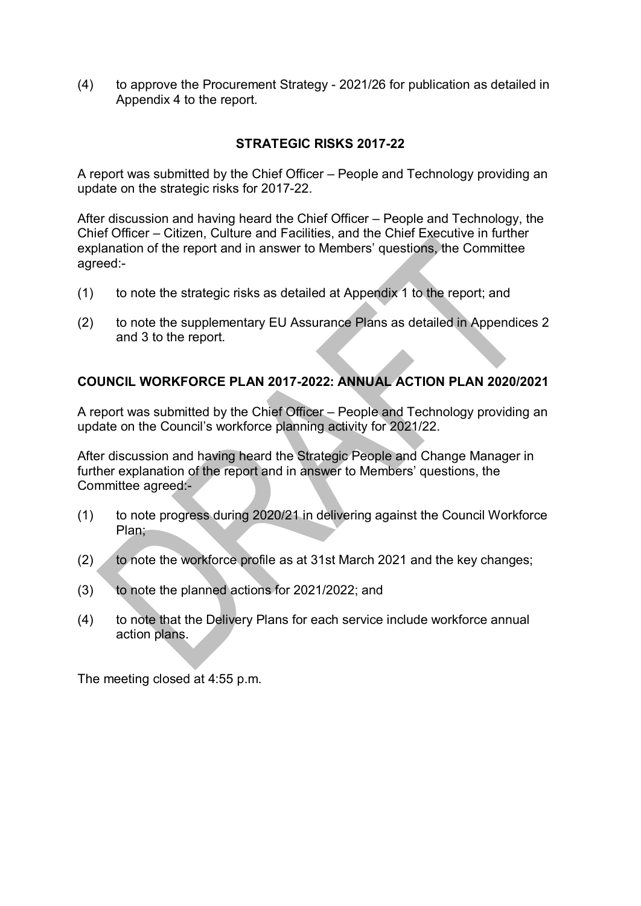(4) to approve the Procurement Strategy - 2021/26 for publication as detailed in Appendix 4 to the report.

**STRATEGIC RISKS 2017-22**

A report was submitted by the Chief Officer – People and Technology providing an update on the strategic risks for 2017-22.

After discussion and having heard the Chief Officer – People and Technology, the Chief Officer – Citizen, Culture and Facilities, and the Chief Executive in further explanation of the report and in answer to Members' questions, the Committee agreed:-

(1) to note the strategic risks as detailed at Appendix 1 to the report; and

(2) to note the supplementary EU Assurance Plans as detailed in Appendices 2 and 3 to the report.

**COUNCIL WORKFORCE PLAN 2017-2022: ANNUAL ACTION PLAN 2020/2021**

A report was submitted by the Chief Officer – People and Technology providing an update on the Council's workforce planning activity for 2021/22.

After discussion and having heard the Strategic People and Change Manager in further explanation of the report and in answer to Members' questions, the Committee agreed:-

(1) to note progress during 2020/21 in delivering against the Council Workforce Plan;

(2) to note the workforce profile as at 31st March 2021 and the key changes;

(3) to note the planned actions for 2021/2022; and

(4) to note that the Delivery Plans for each service include workforce annual action plans.

The meeting closed at 4:55 p.m.